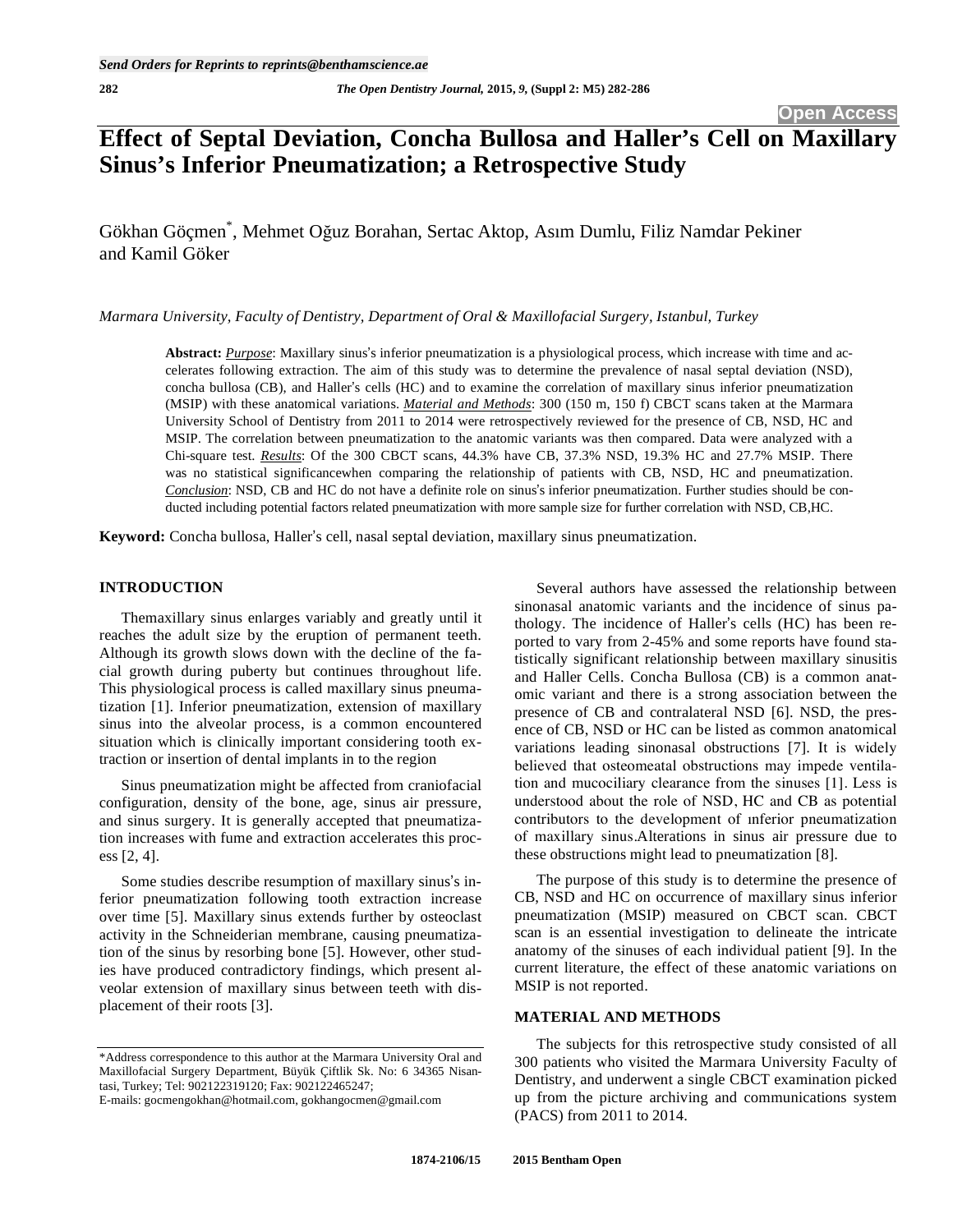# Effect of Septal Deviation, Concha Bullosa and Haller's Cell on Maxillary Sinus's Inferior Pneumatization; a Retrospective Study

Gökhan Göçmen*, Mehmet Oğuz Borahan, Sertac Aktop, Asım Dumlu, Filiz Namdar Pekiner and Kamil Göker

*Marmara University, Faculty of Dentistry, Department of Oral & Maxillofacial Surgery, Istanbul, Turkey*

**Abstract:** ***Purpose***: Maxillary sinus's inferior pneumatization is a physiological process, which increase with time and accelerates following extraction. The aim of this study was to determine the prevalence of nasal septal deviation (NSD), concha bullosa (CB), and Haller's cells (HC) and to examine the correlation of maxillary sinus inferior pneumatization (MSIP) with these anatomical variations. ***Material and Methods***: 300 (150 m, 150 f) CBCT scans taken at the Marmara University School of Dentistry from 2011 to 2014 were retrospectively reviewed for the presence of CB, NSD, HC and MSIP. The correlation between pneumatization to the anatomic variants was then compared. Data were analyzed with a Chi-square test. ***Results***: Of the 300 CBCT scans, 44.3% have CB, 37.3% NSD, 19.3% HC and 27.7% MSIP. There was no statistical significancewhen comparing the relationship of patients with CB, NSD, HC and pneumatization. ***Conclusion***: NSD, CB and HC do not have a definite role on sinus's inferior pneumatization. Further studies should be conducted including potential factors related pneumatization with more sample size for further correlation with NSD, CB,HC.

**Keyword:** Concha bullosa, Haller's cell, nasal septal deviation, maxillary sinus pneumatization.

## INTRODUCTION

Themaxillary sinus enlarges variably and greatly until it reaches the adult size by the eruption of permanent teeth. Although its growth slows down with the decline of the facial growth during puberty but continues throughout life. This physiological process is called maxillary sinus pneumatization [1]. Inferior pneumatization, extension of maxillary sinus into the alveolar process, is a common encountered situation which is clinically important considering tooth extraction or insertion of dental implants in to the region

Sinus pneumatization might be affected from craniofacial configuration, density of the bone, age, sinus air pressure, and sinus surgery. It is generally accepted that pneumatization increases with fume and extraction accelerates this process [2, 4].

Some studies describe resumption of maxillary sinus's inferior pneumatization following tooth extraction increase over time [5]. Maxillary sinus extends further by osteoclast activity in the Schneiderian membrane, causing pneumatization of the sinus by resorbing bone [5]. However, other studies have produced contradictory findings, which present alveolar extension of maxillary sinus between teeth with displacement of their roots [3].

Several authors have assessed the relationship between sinonasal anatomic variants and the incidence of sinus pathology. The incidence of Haller's cells (HC) has been reported to vary from 2-45% and some reports have found statistically significant relationship between maxillary sinusitis and Haller Cells. Concha Bullosa (CB) is a common anatomic variant and there is a strong association between the presence of CB and contralateral NSD [6]. NSD, the presence of CB, NSD or HC can be listed as common anatomical variations leading sinonasal obstructions [7]. It is widely believed that osteomeatal obstructions may impede ventilation and mucociliary clearance from the sinuses [1]. Less is understood about the role of NSD, HC and CB as potential contributors to the development of ınferior pneumatization of maxillary sinus.Alterations in sinus air pressure due to these obstructions might lead to pneumatization [8].

The purpose of this study is to determine the presence of CB, NSD and HC on occurrence of maxillary sinus inferior pneumatization (MSIP) measured on CBCT scan. CBCT scan is an essential investigation to delineate the intricate anatomy of the sinuses of each individual patient [9]. In the current literature, the effect of these anatomic variations on MSIP is not reported.

## MATERIAL AND METHODS

The subjects for this retrospective study consisted of all 300 patients who visited the Marmara University Faculty of Dentistry, and underwent a single CBCT examination picked up from the picture archiving and communications system (PACS) from 2011 to 2014.

*Address correspondence to this author at the Marmara University Oral and Maxillofacial Surgery Department, Büyük Çiftlik Sk. No: 6 34365 Nisantasi, Turkey; Tel: 902122319120; Fax: 902122465247;
E-mails: gocmengokhan@hotmail.com, gokhangocmen@gmail.com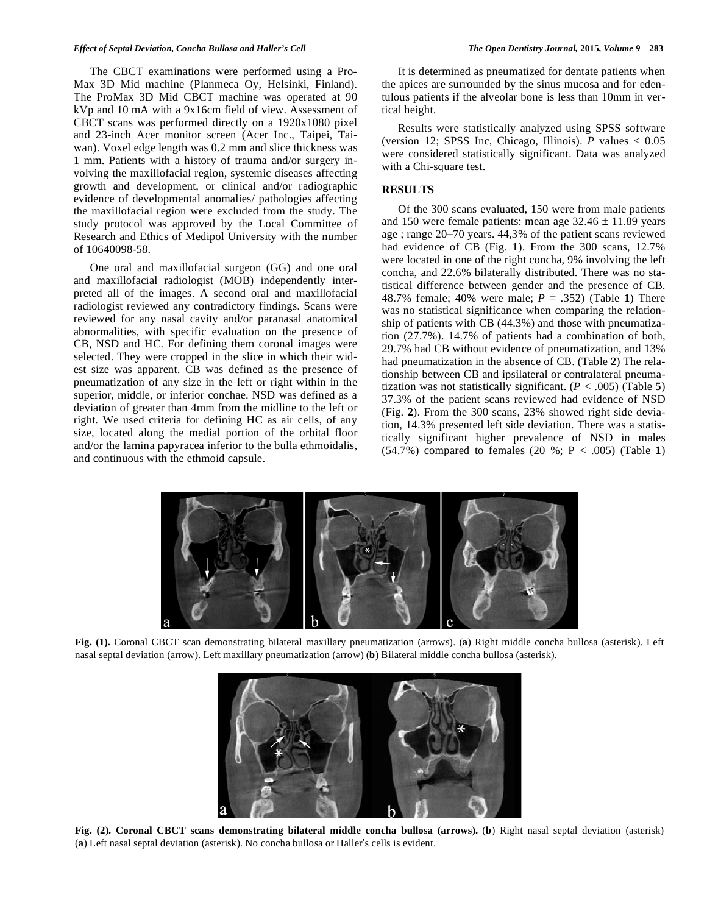The CBCT examinations were performed using a ProMax 3D Mid machine (Planmeca Oy, Helsinki, Finland). The ProMax 3D Mid CBCT machine was operated at 90 kVp and 10 mA with a 9x16cm field of view. Assessment of CBCT scans was performed directly on a 1920x1080 pixel and 23-inch Acer monitor screen (Acer Inc., Taipei, Taiwan). Voxel edge length was 0.2 mm and slice thickness was 1 mm. Patients with a history of trauma and/or surgery involving the maxillofacial region, systemic diseases affecting growth and development, or clinical and/or radiographic evidence of developmental anomalies/ pathologies affecting the maxillofacial region were excluded from the study. The study protocol was approved by the Local Committee of Research and Ethics of Medipol University with the number of 10640098-58.

One oral and maxillofacial surgeon (GG) and one oral and maxillofacial radiologist (MOB) independently interpreted all of the images. A second oral and maxillofacial radiologist reviewed any contradictory findings. Scans were reviewed for any nasal cavity and/or paranasal anatomical abnormalities, with specific evaluation on the presence of CB, NSD and HC. For defining them coronal images were selected. They were cropped in the slice in which their widest size was apparent. CB was defined as the presence of pneumatization of any size in the left or right within in the superior, middle, or inferior conchae. NSD was defined as a deviation of greater than 4mm from the midline to the left or right. We used criteria for defining HC as air cells, of any size, located along the medial portion of the orbital floor and/or the lamina papyracea inferior to the bulla ethmoidalis, and continuous with the ethmoid capsule.

It is determined as pneumatized for dentate patients when the apices are surrounded by the sinus mucosa and for edentulous patients if the alveolar bone is less than 10mm in vertical height.

Results were statistically analyzed using SPSS software (version 12; SPSS Inc, Chicago, Illinois). *P* values < 0.05 were considered statistically significant. Data was analyzed with a Chi-square test.

## RESULTS

Of the 300 scans evaluated, 150 were from male patients and 150 were female patients: mean age 32.46 ± 11.89 years age ; range 20–70 years. 44,3% of the patient scans reviewed had evidence of CB (Fig. **1**). From the 300 scans, 12.7% were located in one of the right concha, 9% involving the left concha, and 22.6% bilaterally distributed. There was no statistical difference between gender and the presence of CB. 48.7% female; 40% were male; $P$ = .352) (Table **1**) There was no statistical significance when comparing the relationship of patients with CB (44.3%) and those with pneumatization (27.7%). 14.7% of patients had a combination of both, 29.7% had CB without evidence of pneumatization, and 13% had pneumatization in the absence of CB. (Table **2**) The relationship between CB and ipsilateral or contralateral pneumatization was not statistically significant. ($P$ < .005) (Table **5**) 37.3% of the patient scans reviewed had evidence of NSD (Fig. **2**). From the 300 scans, 23% showed right side deviation, 14.3% presented left side deviation. There was a statistically significant higher prevalence of NSD in males (54.7%) compared to females (20 %; P < .005) (Table **1**)

**Fig. (1).** Coronal CBCT scan demonstrating bilateral maxillary pneumatization (arrows). (**a**) Right middle concha bullosa (asterisk). Left nasal septal deviation (arrow). Left maxillary pneumatization (arrow) (**b**) Bilateral middle concha bullosa (asterisk).

**Fig. (2). Coronal CBCT scans demonstrating bilateral middle concha bullosa (arrows).** (**b**) Right nasal septal deviation (asterisk) (**a**) Left nasal septal deviation (asterisk). No concha bullosa or Haller's cells is evident.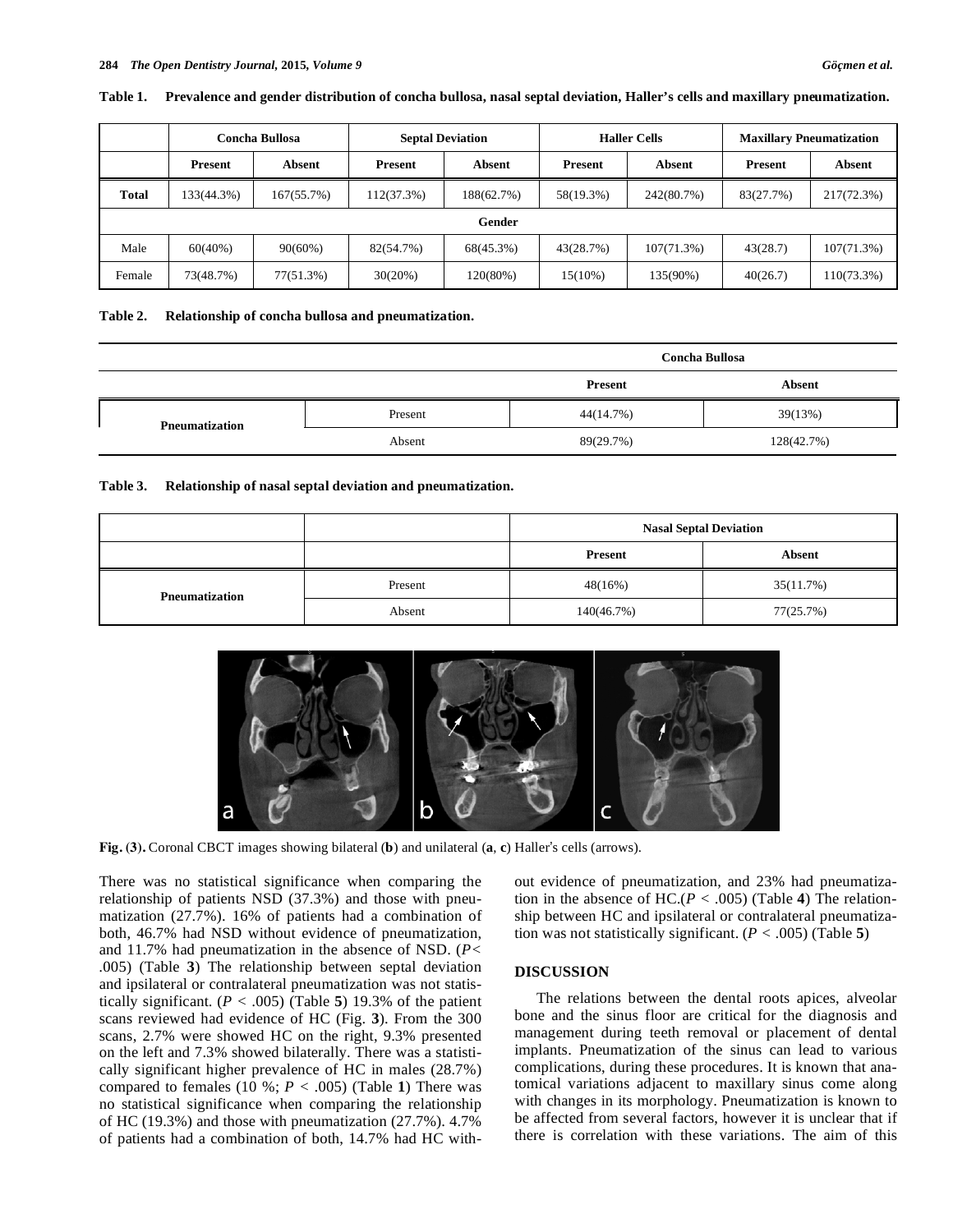**Table 1. Prevalence and gender distribution of concha bullosa, nasal septal deviation, Haller's cells and maxillary pneumatization.**

| | Concha Bullosa | | Septal Deviation | | Haller Cells | | Maxillary Pneumatization | |
|---|---|---|---|---|---|---|---|---|
| | **Present** | **Absent** | **Present** | **Absent** | **Present** | **Absent** | **Present** | **Absent** |
| **Total** | 133(44.3%) | 167(55.7%) | 112(37.3%) | 188(62.7%) | 58(19.3%) | 242(80.7%) | 83(27.7%) | 217(72.3%) |
| **Gender** | | | | | | | | |
| Male | 60(40%) | 90(60%) | 82(54.7%) | 68(45.3%) | 43(28.7%) | 107(71.3%) | 43(28.7) | 107(71.3%) |
| Female | 73(48.7%) | 77(51.3%) | 30(20%) | 120(80%) | 15(10%) | 135(90%) | 40(26.7) | 110(73.3%) |

**Table 2. Relationship of concha bullosa and pneumatization.**

| | | Concha Bullosa | |
|---|---|---|---|
| | | **Present** | **Absent** |
| **Pneumatization** | Present | 44(14.7%) | 39(13%) |
| | Absent | 89(29.7%) | 128(42.7%) |

**Table 3. Relationship of nasal septal deviation and pneumatization.**

| | | Nasal Septal Deviation | |
|---|---|---|---|
| | | **Present** | **Absent** |
| **Pneumatization** | Present | 48(16%) | 35(11.7%) |
| | Absent | 140(46.7%) | 77(25.7%) |

**Fig. (3).** Coronal CBCT images showing bilateral (**b**) and unilateral (**a**, **c**) Haller's cells (arrows).

There was no statistical significance when comparing the relationship of patients NSD (37.3%) and those with pneumatization (27.7%). 16% of patients had a combination of both, 46.7% had NSD without evidence of pneumatization, and 11.7% had pneumatization in the absence of NSD. ($P < .005$) (Table **3**) The relationship between septal deviation and ipsilateral or contralateral pneumatization was not statistically significant. ($P < .005$) (Table **5**) 19.3% of the patient scans reviewed had evidence of HC (Fig. **3**). From the 300 scans, 2.7% were showed HC on the right, 9.3% presented on the left and 7.3% showed bilaterally. There was a statistically significant higher prevalence of HC in males (28.7%) compared to females (10 %; $P < .005$) (Table **1**) There was no statistical significance when comparing the relationship of HC (19.3%) and those with pneumatization (27.7%). 4.7% of patients had a combination of both, 14.7% had HC without evidence of pneumatization, and 23% had pneumatization in the absence of HC.($P < .005$) (Table **4**) The relationship between HC and ipsilateral or contralateral pneumatization was not statistically significant. ($P < .005$) (Table **5**)

## DISCUSSION

The relations between the dental roots apices, alveolar bone and the sinus floor are critical for the diagnosis and management during teeth removal or placement of dental implants. Pneumatization of the sinus can lead to various complications, during these procedures. It is known that anatomical variations adjacent to maxillary sinus come along with changes in its morphology. Pneumatization is known to be affected from several factors, however it is unclear that if there is correlation with these variations. The aim of this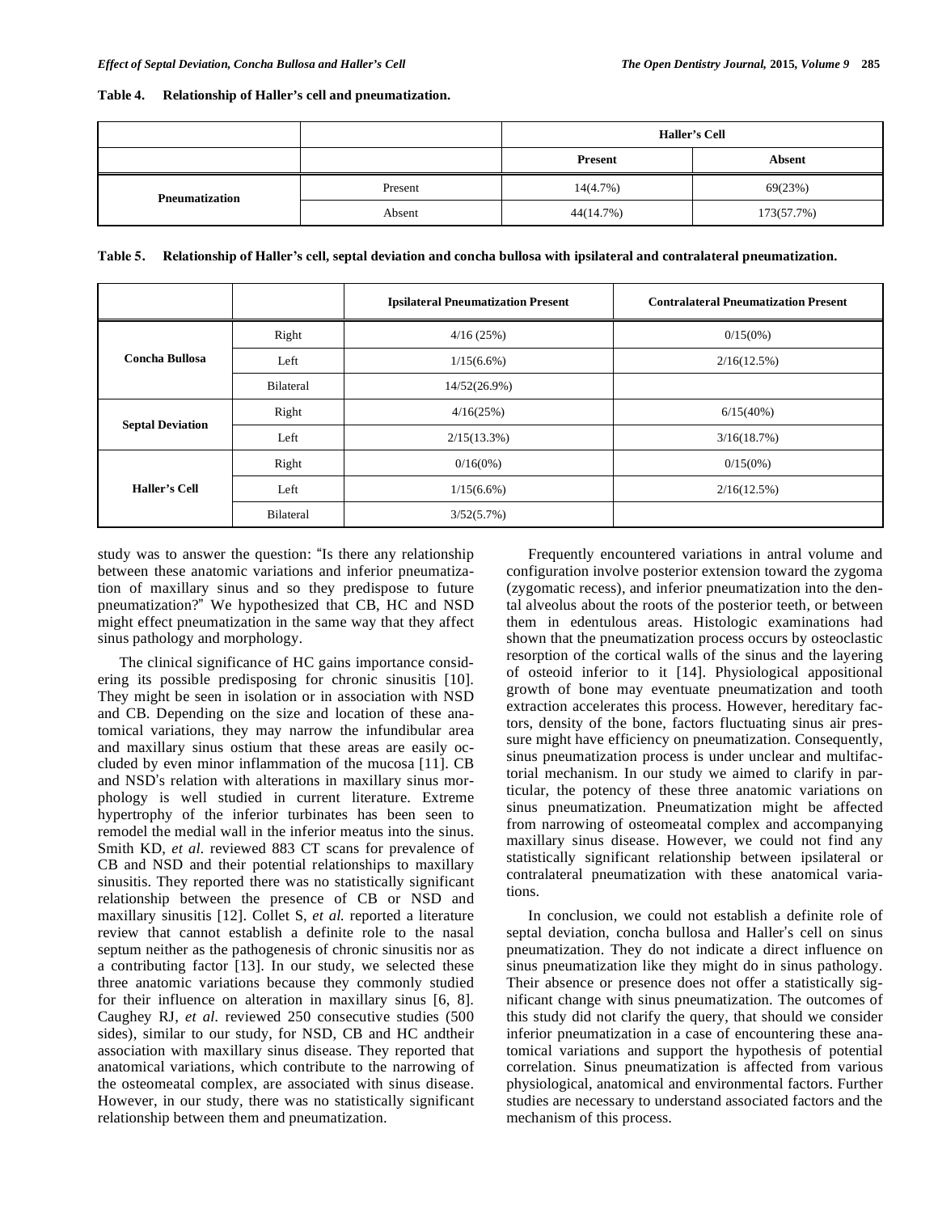**Table 4. Relationship of Haller's cell and pneumatization.**

| | | Haller's Cell | |
|---|---|---|---|
| | | **Present** | **Absent** |
| **Pneumatization** | Present | 14(4.7%) | 69(23%) |
| | Absent | 44(14.7%) | 173(57.7%) |

**Table 5. Relationship of Haller's cell, septal deviation and concha bullosa with ipsilateral and contralateral pneumatization.**

| | | Ipsilateral Pneumatization Present | Contralateral Pneumatization Present |
|---|---|---|---|
| **Concha Bullosa** | Right | 4/16 (25%) | 0/15(0%) |
| | Left | 1/15(6.6%) | 2/16(12.5%) |
| | Bilateral | 14/52(26.9%) | |
| **Septal Deviation** | Right | 4/16(25%) | 6/15(40%) |
| | Left | 2/15(13.3%) | 3/16(18.7%) |
| **Haller's Cell** | Right | 0/16(0%) | 0/15(0%) |
| | Left | 1/15(6.6%) | 2/16(12.5%) |
| | Bilateral | 3/52(5.7%) | |

study was to answer the question: "Is there any relationship between these anatomic variations and inferior pneumatization of maxillary sinus and so they predispose to future pneumatization?" We hypothesized that CB, HC and NSD might effect pneumatization in the same way that they affect sinus pathology and morphology.

The clinical significance of HC gains importance considering its possible predisposing for chronic sinusitis [10]. They might be seen in isolation or in association with NSD and CB. Depending on the size and location of these anatomical variations, they may narrow the infundibular area and maxillary sinus ostium that these areas are easily occluded by even minor inflammation of the mucosa [11]. CB and NSD's relation with alterations in maxillary sinus morphology is well studied in current literature. Extreme hypertrophy of the inferior turbinates has been seen to remodel the medial wall in the inferior meatus into the sinus. Smith KD, *et al.* reviewed 883 CT scans for prevalence of CB and NSD and their potential relationships to maxillary sinusitis. They reported there was no statistically significant relationship between the presence of CB or NSD and maxillary sinusitis [12]. Collet S, *et al.* reported a literature review that cannot establish a definite role to the nasal septum neither as the pathogenesis of chronic sinusitis nor as a contributing factor [13]. In our study, we selected these three anatomic variations because they commonly studied for their influence on alteration in maxillary sinus [6, 8]. Caughey RJ, *et al.* reviewed 250 consecutive studies (500 sides), similar to our study, for NSD, CB and HC andtheir association with maxillary sinus disease. They reported that anatomical variations, which contribute to the narrowing of the osteomeatal complex, are associated with sinus disease. However, in our study, there was no statistically significant relationship between them and pneumatization.

Frequently encountered variations in antral volume and configuration involve posterior extension toward the zygoma (zygomatic recess), and inferior pneumatization into the dental alveolus about the roots of the posterior teeth, or between them in edentulous areas. Histologic examinations had shown that the pneumatization process occurs by osteoclastic resorption of the cortical walls of the sinus and the layering of osteoid inferior to it [14]. Physiological appositional growth of bone may eventuate pneumatization and tooth extraction accelerates this process. However, hereditary factors, density of the bone, factors fluctuating sinus air pressure might have efficiency on pneumatization. Consequently, sinus pneumatization process is under unclear and multifactorial mechanism. In our study we aimed to clarify in particular, the potency of these three anatomic variations on sinus pneumatization. Pneumatization might be affected from narrowing of osteomeatal complex and accompanying maxillary sinus disease. However, we could not find any statistically significant relationship between ipsilateral or contralateral pneumatization with these anatomical variations.

In conclusion, we could not establish a definite role of septal deviation, concha bullosa and Haller's cell on sinus pneumatization. They do not indicate a direct influence on sinus pneumatization like they might do in sinus pathology. Their absence or presence does not offer a statistically significant change with sinus pneumatization. The outcomes of this study did not clarify the query, that should we consider inferior pneumatization in a case of encountering these anatomical variations and support the hypothesis of potential correlation. Sinus pneumatization is affected from various physiological, anatomical and environmental factors. Further studies are necessary to understand associated factors and the mechanism of this process.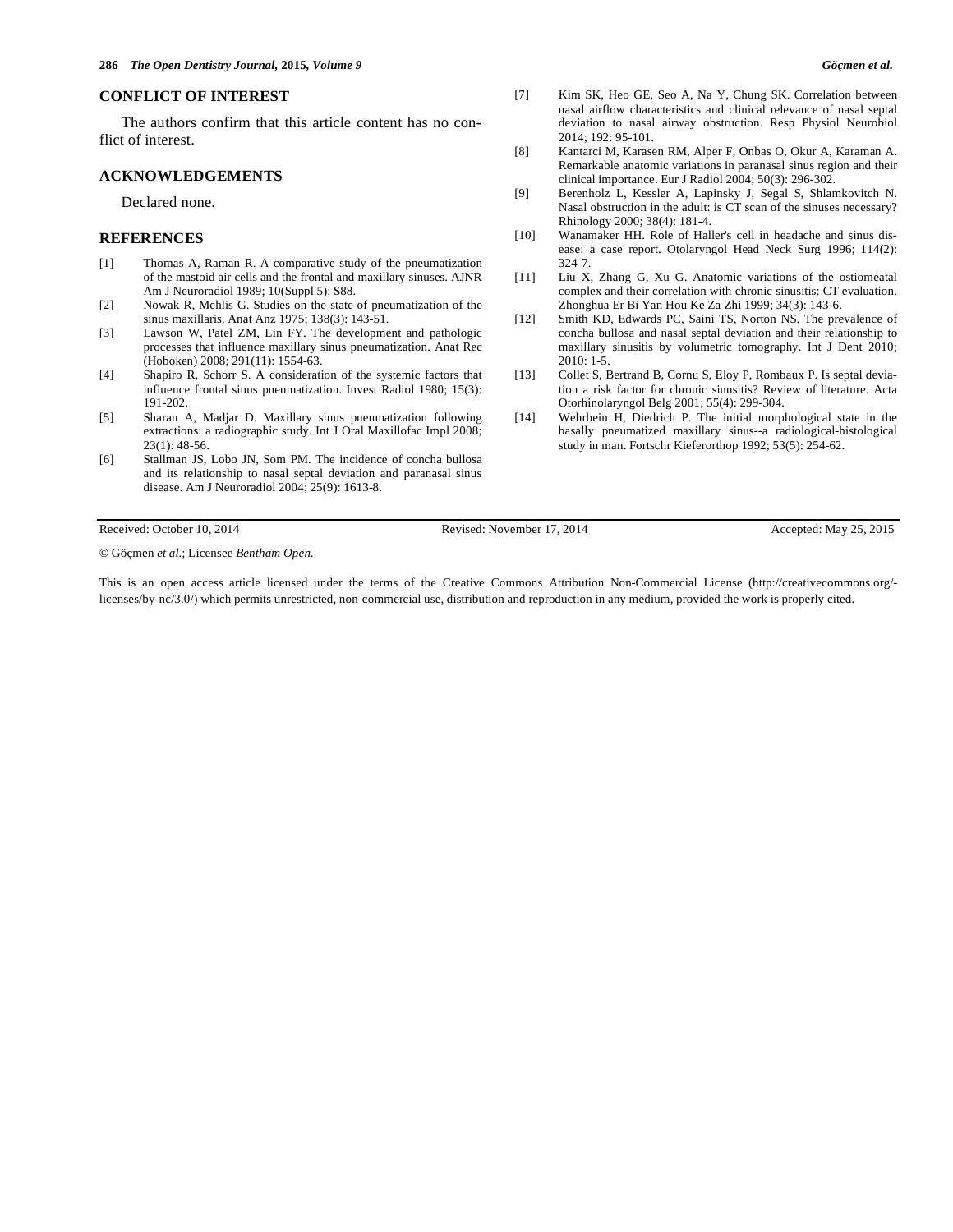## CONFLICT OF INTEREST

The authors confirm that this article content has no conflict of interest.

## ACKNOWLEDGEMENTS

Declared none.

## REFERENCES

[1] Thomas A, Raman R. A comparative study of the pneumatization of the mastoid air cells and the frontal and maxillary sinuses. AJNR Am J Neuroradiol 1989; 10(Suppl 5): S88.

[2] Nowak R, Mehlis G. Studies on the state of pneumatization of the sinus maxillaris. Anat Anz 1975; 138(3): 143-51.

[3] Lawson W, Patel ZM, Lin FY. The development and pathologic processes that influence maxillary sinus pneumatization. Anat Rec (Hoboken) 2008; 291(11): 1554-63.

[4] Shapiro R, Schorr S. A consideration of the systemic factors that influence frontal sinus pneumatization. Invest Radiol 1980; 15(3): 191-202.

[5] Sharan A, Madjar D. Maxillary sinus pneumatization following extractions: a radiographic study. Int J Oral Maxillofac Impl 2008; 23(1): 48-56.

[6] Stallman JS, Lobo JN, Som PM. The incidence of concha bullosa and its relationship to nasal septal deviation and paranasal sinus disease. Am J Neuroradiol 2004; 25(9): 1613-8.

[7] Kim SK, Heo GE, Seo A, Na Y, Chung SK. Correlation between nasal airflow characteristics and clinical relevance of nasal septal deviation to nasal airway obstruction. Resp Physiol Neurobiol 2014; 192: 95-101.

[8] Kantarci M, Karasen RM, Alper F, Onbas O, Okur A, Karaman A. Remarkable anatomic variations in paranasal sinus region and their clinical importance. Eur J Radiol 2004; 50(3): 296-302.

[9] Berenholz L, Kessler A, Lapinsky J, Segal S, Shlamkovitch N. Nasal obstruction in the adult: is CT scan of the sinuses necessary? Rhinology 2000; 38(4): 181-4.

[10] Wanamaker HH. Role of Haller's cell in headache and sinus disease: a case report. Otolaryngol Head Neck Surg 1996; 114(2): 324-7.

[11] Liu X, Zhang G, Xu G. Anatomic variations of the ostiomeatal complex and their correlation with chronic sinusitis: CT evaluation. Zhonghua Er Bi Yan Hou Ke Za Zhi 1999; 34(3): 143-6.

[12] Smith KD, Edwards PC, Saini TS, Norton NS. The prevalence of concha bullosa and nasal septal deviation and their relationship to maxillary sinusitis by volumetric tomography. Int J Dent 2010; 2010: 1-5.

[13] Collet S, Bertrand B, Cornu S, Eloy P, Rombaux P. Is septal deviation a risk factor for chronic sinusitis? Review of literature. Acta Otorhinolaryngol Belg 2001; 55(4): 299-304.

[14] Wehrbein H, Diedrich P. The initial morphological state in the basally pneumatized maxillary sinus--a radiological-histological study in man. Fortschr Kieferorthop 1992; 53(5): 254-62.

Received: October 10, 2014 Revised: November 17, 2014 Accepted: May 25, 2015

© Göçmen *et al.*; Licensee *Bentham Open.*

This is an open access article licensed under the terms of the Creative Commons Attribution Non-Commercial License (http://creativecommons.org/-licenses/by-nc/3.0/) which permits unrestricted, non-commercial use, distribution and reproduction in any medium, provided the work is properly cited.